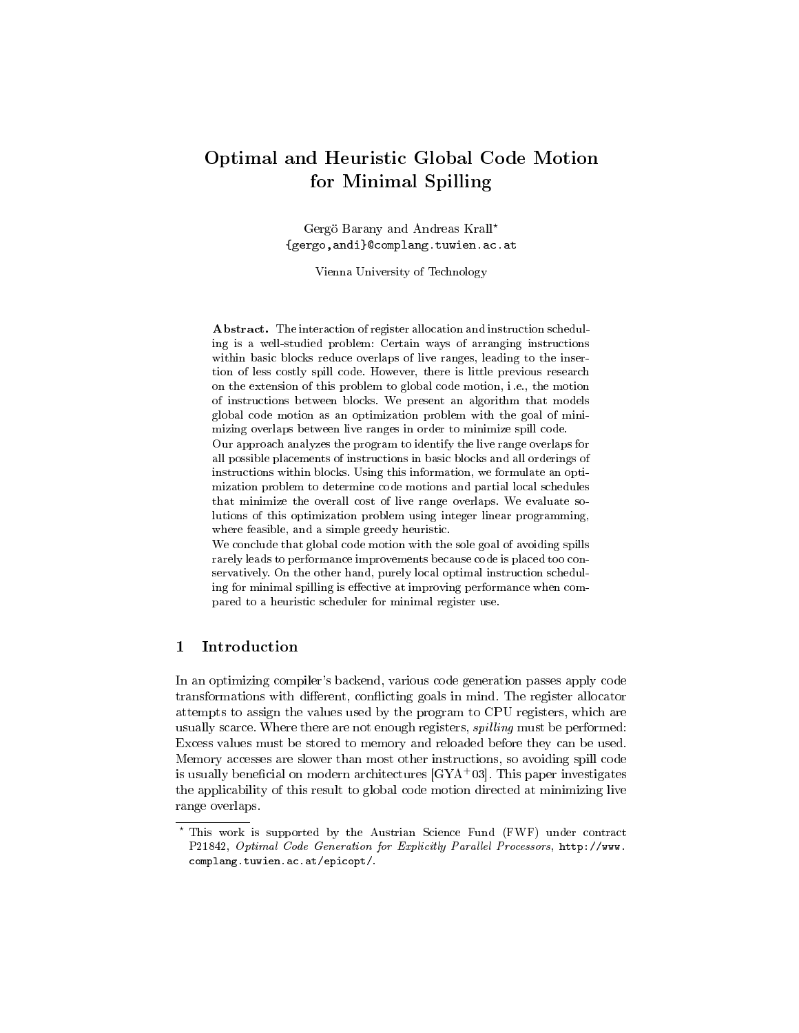# Optimal and Heuristic Global Code Motion for Minimal Spilling

Gergö Barany and Andreas Krall*
{gergo,andi}@complang.tuwien.ac.at

Vienna University of Technology

**Abstract.** The interaction of register allocation and instruction scheduling is a well-studied problem: Certain ways of arranging instructions within basic blocks reduce overlaps of live ranges, leading to the insertion of less costly spill code. However, there is little previous research on the extension of this problem to global code motion, i.e., the motion of instructions between blocks. We present an algorithm that models global code motion as an optimization problem with the goal of minimizing overlaps between live ranges in order to minimize spill code.
Our approach analyzes the program to identify the live range overlaps for all possible placements of instructions in basic blocks and all orderings of instructions within blocks. Using this information, we formulate an optimization problem to determine code motions and partial local schedules that minimize the overall cost of live range overlaps. We evaluate solutions of this optimization problem using integer linear programming, where feasible, and a simple greedy heuristic.
We conclude that global code motion with the sole goal of avoiding spills rarely leads to performance improvements because code is placed too conservatively. On the other hand, purely local optimal instruction scheduling for minimal spilling is effective at improving performance when compared to a heuristic scheduler for minimal register use.

## 1 Introduction

In an optimizing compiler's backend, various code generation passes apply code transformations with different, conflicting goals in mind. The register allocator attempts to assign the values used by the program to CPU registers, which are usually scarce. Where there are not enough registers, *spilling* must be performed: Excess values must be stored to memory and reloaded before they can be used. Memory accesses are slower than most other instructions, so avoiding spill code is usually beneficial on modern architectures [GYA+03]. This paper investigates the applicability of this result to global code motion directed at minimizing live range overlaps.

* This work is supported by the Austrian Science Fund (FWF) under contract P21842, *Optimal Code Generation for Explicitly Parallel Processors*, http://www.complang.tuwien.ac.at/epicopt/.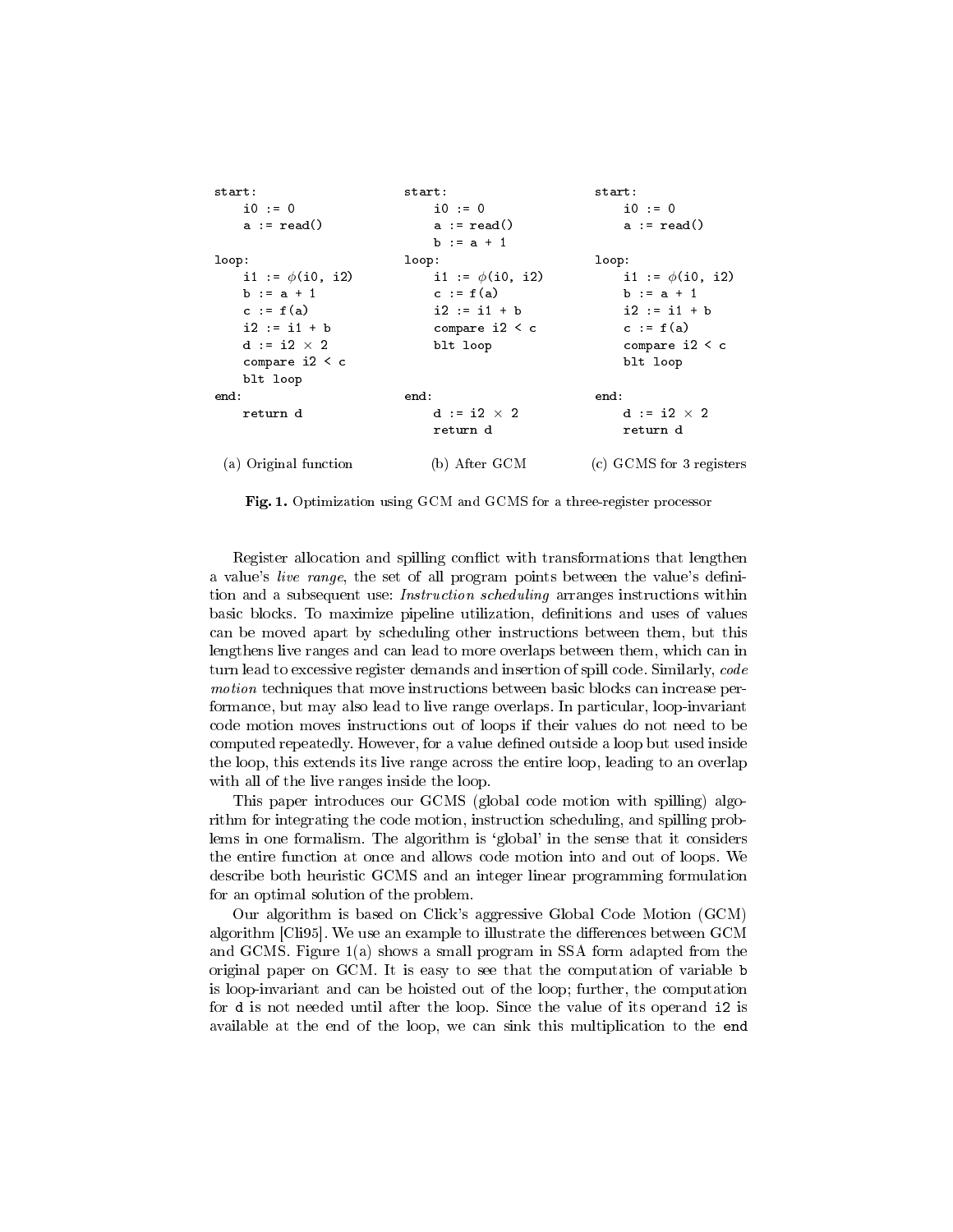```
start:
    i0 := 0
    a := read()

loop:
    i1 := φ(i0, i2)
    b := a + 1
    c := f(a)
    i2 := i1 + b
    d := i2 × 2
    compare i2 < c
    blt loop
end:
    return d
```

(a) Original function

```
start:
    i0 := 0
    a := read()
    b := a + 1
loop:
    i1 := φ(i0, i2)
    c := f(a)
    i2 := i1 + b
    compare i2 < c
    blt loop


end:
    d := i2 × 2
    return d
```

(b) After GCM

```
start:
    i0 := 0
    a := read()

loop:
    i1 := φ(i0, i2)
    b := a + 1
    i2 := i1 + b
    c := f(a)
    compare i2 < c
    blt loop

end:
    d := i2 × 2
    return d
```

(c) GCMS for 3 registers

**Fig. 1.** Optimization using GCM and GCMS for a three-register processor

Register allocation and spilling conflict with transformations that lengthen a value's *live range*, the set of all program points between the value's definition and a subsequent use: *Instruction scheduling* arranges instructions within basic blocks. To maximize pipeline utilization, definitions and uses of values can be moved apart by scheduling other instructions between them, but this lengthens live ranges and can lead to more overlaps between them, which can in turn lead to excessive register demands and insertion of spill code. Similarly, *code motion* techniques that move instructions between basic blocks can increase performance, but may also lead to live range overlaps. In particular, loop-invariant code motion moves instructions out of loops if their values do not need to be computed repeatedly. However, for a value defined outside a loop but used inside the loop, this extends its live range across the entire loop, leading to an overlap with all of the live ranges inside the loop.

This paper introduces our GCMS (global code motion with spilling) algorithm for integrating the code motion, instruction scheduling, and spilling problems in one formalism. The algorithm is 'global' in the sense that it considers the entire function at once and allows code motion into and out of loops. We describe both heuristic GCMS and an integer linear programming formulation for an optimal solution of the problem.

Our algorithm is based on Click's aggressive Global Code Motion (GCM) algorithm [Cli95]. We use an example to illustrate the differences between GCM and GCMS. Figure 1(a) shows a small program in SSA form adapted from the original paper on GCM. It is easy to see that the computation of variable `b` is loop-invariant and can be hoisted out of the loop; further, the computation for `d` is not needed until after the loop. Since the value of its operand `i2` is available at the end of the loop, we can sink this multiplication to the `end`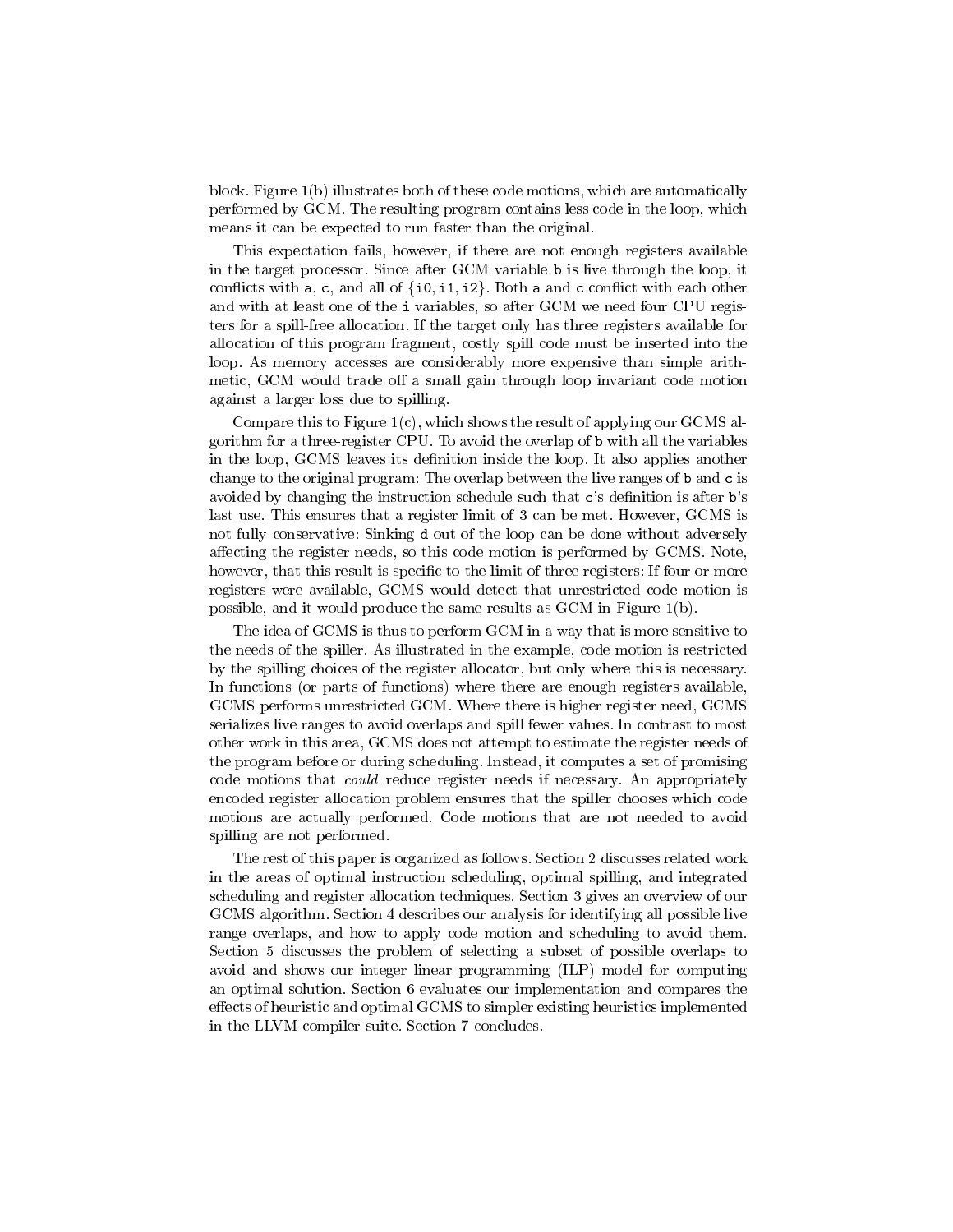block. Figure 1(b) illustrates both of these code motions, which are automatically performed by GCM. The resulting program contains less code in the loop, which means it can be expected to run faster than the original.

This expectation fails, however, if there are not enough registers available in the target processor. Since after GCM variable `b` is live through the loop, it conflicts with `a`, `c`, and all of {`i0`, `i1`, `i2`}. Both `a` and `c` conflict with each other and with at least one of the `i` variables, so after GCM we need four CPU registers for a spill-free allocation. If the target only has three registers available for allocation of this program fragment, costly spill code must be inserted into the loop. As memory accesses are considerably more expensive than simple arithmetic, GCM would trade off a small gain through loop invariant code motion against a larger loss due to spilling.

Compare this to Figure 1(c), which shows the result of applying our GCMS algorithm for a three-register CPU. To avoid the overlap of `b` with all the variables in the loop, GCMS leaves its definition inside the loop. It also applies another change to the original program: The overlap between the live ranges of `b` and `c` is avoided by changing the instruction schedule such that `c`'s definition is after `b`'s last use. This ensures that a register limit of 3 can be met. However, GCMS is not fully conservative: Sinking `d` out of the loop can be done without adversely affecting the register needs, so this code motion is performed by GCMS. Note, however, that this result is specific to the limit of three registers: If four or more registers were available, GCMS would detect that unrestricted code motion is possible, and it would produce the same results as GCM in Figure 1(b).

The idea of GCMS is thus to perform GCM in a way that is more sensitive to the needs of the spiller. As illustrated in the example, code motion is restricted by the spilling choices of the register allocator, but only where this is necessary. In functions (or parts of functions) where there are enough registers available, GCMS performs unrestricted GCM. Where there is higher register need, GCMS serializes live ranges to avoid overlaps and spill fewer values. In contrast to most other work in this area, GCMS does not attempt to estimate the register needs of the program before or during scheduling. Instead, it computes a set of promising code motions that *could* reduce register needs if necessary. An appropriately encoded register allocation problem ensures that the spiller chooses which code motions are actually performed. Code motions that are not needed to avoid spilling are not performed.

The rest of this paper is organized as follows. Section 2 discusses related work in the areas of optimal instruction scheduling, optimal spilling, and integrated scheduling and register allocation techniques. Section 3 gives an overview of our GCMS algorithm. Section 4 describes our analysis for identifying all possible live range overlaps, and how to apply code motion and scheduling to avoid them. Section 5 discusses the problem of selecting a subset of possible overlaps to avoid and shows our integer linear programming (ILP) model for computing an optimal solution. Section 6 evaluates our implementation and compares the effects of heuristic and optimal GCMS to simpler existing heuristics implemented in the LLVM compiler suite. Section 7 concludes.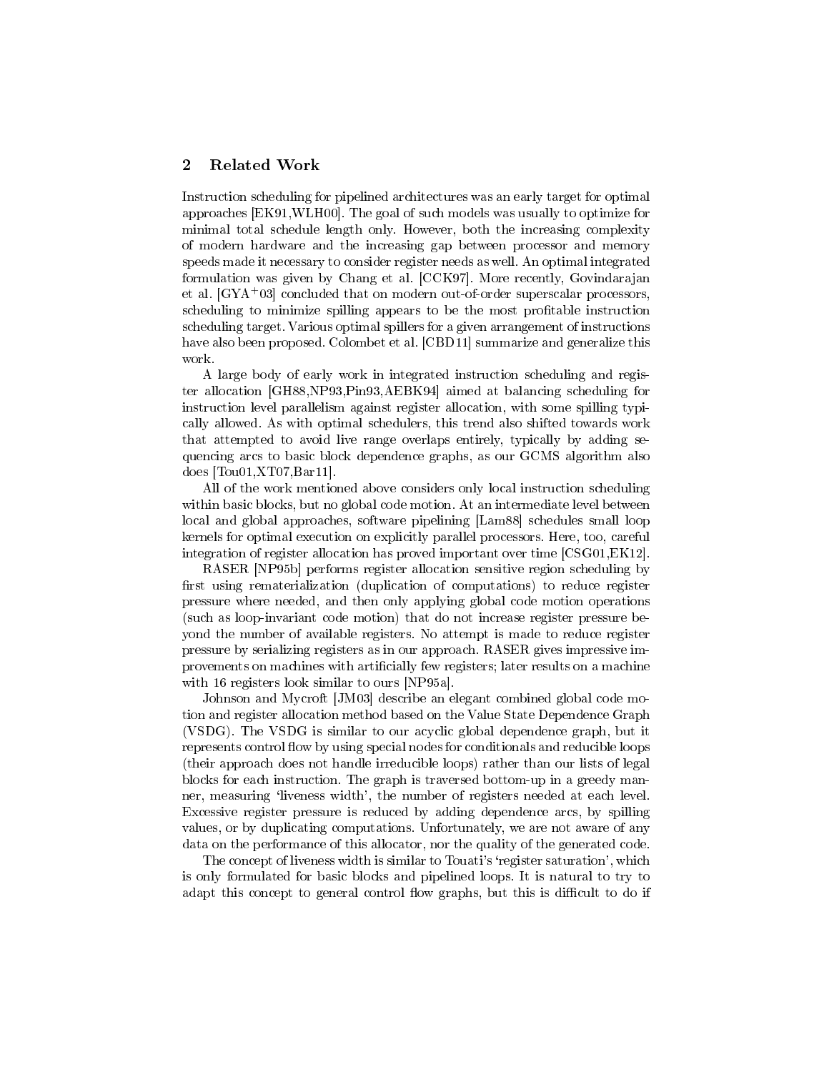## 2 Related Work

Instruction scheduling for pipelined architectures was an early target for optimal approaches [EK91,WLH00]. The goal of such models was usually to optimize for minimal total schedule length only. However, both the increasing complexity of modern hardware and the increasing gap between processor and memory speeds made it necessary to consider register needs as well. An optimal integrated formulation was given by Chang et al. [CCK97]. More recently, Govindarajan et al. [GYA+03] concluded that on modern out-of-order superscalar processors, scheduling to minimize spilling appears to be the most profitable instruction scheduling target. Various optimal spillers for a given arrangement of instructions have also been proposed. Colombet et al. [CBD11] summarize and generalize this work.

A large body of early work in integrated instruction scheduling and register allocation [GH88,NP93,Pin93,AEBK94] aimed at balancing scheduling for instruction level parallelism against register allocation, with some spilling typically allowed. As with optimal schedulers, this trend also shifted towards work that attempted to avoid live range overlaps entirely, typically by adding sequencing arcs to basic block dependence graphs, as our GCMS algorithm also does [Tou01,XT07,Bar11].

All of the work mentioned above considers only local instruction scheduling within basic blocks, but no global code motion. At an intermediate level between local and global approaches, software pipelining [Lam88] schedules small loop kernels for optimal execution on explicitly parallel processors. Here, too, careful integration of register allocation has proved important over time [CSG01,EK12].

RASER [NP95b] performs register allocation sensitive region scheduling by first using rematerialization (duplication of computations) to reduce register pressure where needed, and then only applying global code motion operations (such as loop-invariant code motion) that do not increase register pressure beyond the number of available registers. No attempt is made to reduce register pressure by serializing registers as in our approach. RASER gives impressive improvements on machines with artificially few registers; later results on a machine with 16 registers look similar to ours [NP95a].

Johnson and Mycroft [JM03] describe an elegant combined global code motion and register allocation method based on the Value State Dependence Graph (VSDG). The VSDG is similar to our acyclic global dependence graph, but it represents control flow by using special nodes for conditionals and reducible loops (their approach does not handle irreducible loops) rather than our lists of legal blocks for each instruction. The graph is traversed bottom-up in a greedy manner, measuring 'liveness width', the number of registers needed at each level. Excessive register pressure is reduced by adding dependence arcs, by spilling values, or by duplicating computations. Unfortunately, we are not aware of any data on the performance of this allocator, nor the quality of the generated code.

The concept of liveness width is similar to Touati's 'register saturation', which is only formulated for basic blocks and pipelined loops. It is natural to try to adapt this concept to general control flow graphs, but this is difficult to do if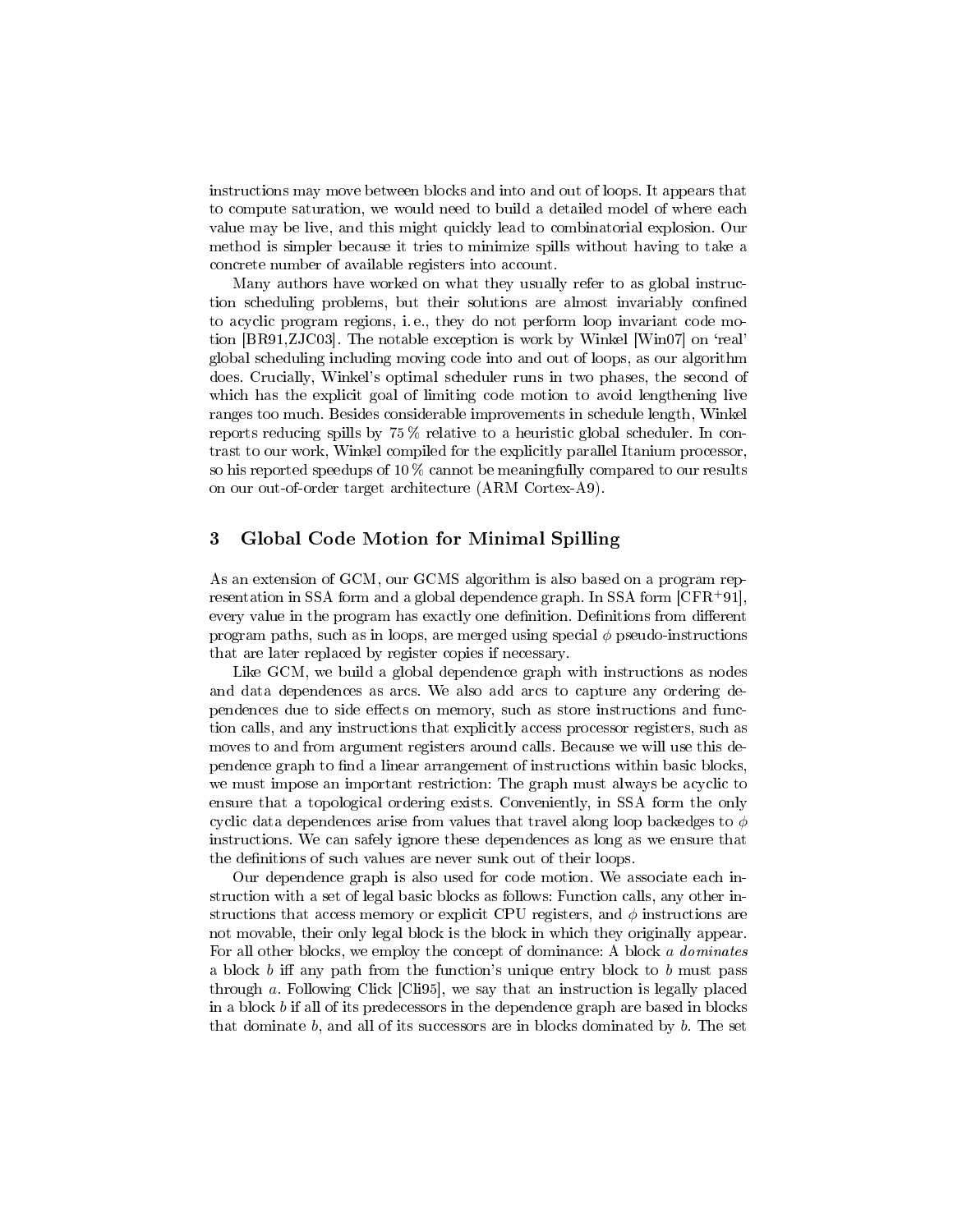instructions may move between blocks and into and out of loops. It appears that to compute saturation, we would need to build a detailed model of where each value may be live, and this might quickly lead to combinatorial explosion. Our method is simpler because it tries to minimize spills without having to take a concrete number of available registers into account.

Many authors have worked on what they usually refer to as global instruction scheduling problems, but their solutions are almost invariably confined to acyclic program regions, i. e., they do not perform loop invariant code motion [BR91,ZJC03]. The notable exception is work by Winkel [Win07] on 'real' global scheduling including moving code into and out of loops, as our algorithm does. Crucially, Winkel's optimal scheduler runs in two phases, the second of which has the explicit goal of limiting code motion to avoid lengthening live ranges too much. Besides considerable improvements in schedule length, Winkel reports reducing spills by 75 % relative to a heuristic global scheduler. In contrast to our work, Winkel compiled for the explicitly parallel Itanium processor, so his reported speedups of 10 % cannot be meaningfully compared to our results on our out-of-order target architecture (ARM Cortex-A9).

## 3 Global Code Motion for Minimal Spilling

As an extension of GCM, our GCMS algorithm is also based on a program representation in SSA form and a global dependence graph. In SSA form [CFR+91], every value in the program has exactly one definition. Definitions from different program paths, such as in loops, are merged using special $\phi$ pseudo-instructions that are later replaced by register copies if necessary.

Like GCM, we build a global dependence graph with instructions as nodes and data dependences as arcs. We also add arcs to capture any ordering dependences due to side effects on memory, such as store instructions and function calls, and any instructions that explicitly access processor registers, such as moves to and from argument registers around calls. Because we will use this dependence graph to find a linear arrangement of instructions within basic blocks, we must impose an important restriction: The graph must always be acyclic to ensure that a topological ordering exists. Conveniently, in SSA form the only cyclic data dependences arise from values that travel along loop backedges to $\phi$ instructions. We can safely ignore these dependences as long as we ensure that the definitions of such values are never sunk out of their loops.

Our dependence graph is also used for code motion. We associate each instruction with a set of legal basic blocks as follows: Function calls, any other instructions that access memory or explicit CPU registers, and $\phi$ instructions are not movable, their only legal block is the block in which they originally appear. For all other blocks, we employ the concept of dominance: A block $a$ *dominates* a block $b$ iff any path from the function's unique entry block to $b$ must pass through $a$. Following Click [Cli95], we say that an instruction is legally placed in a block $b$ if all of its predecessors in the dependence graph are based in blocks that dominate $b$, and all of its successors are in blocks dominated by $b$. The set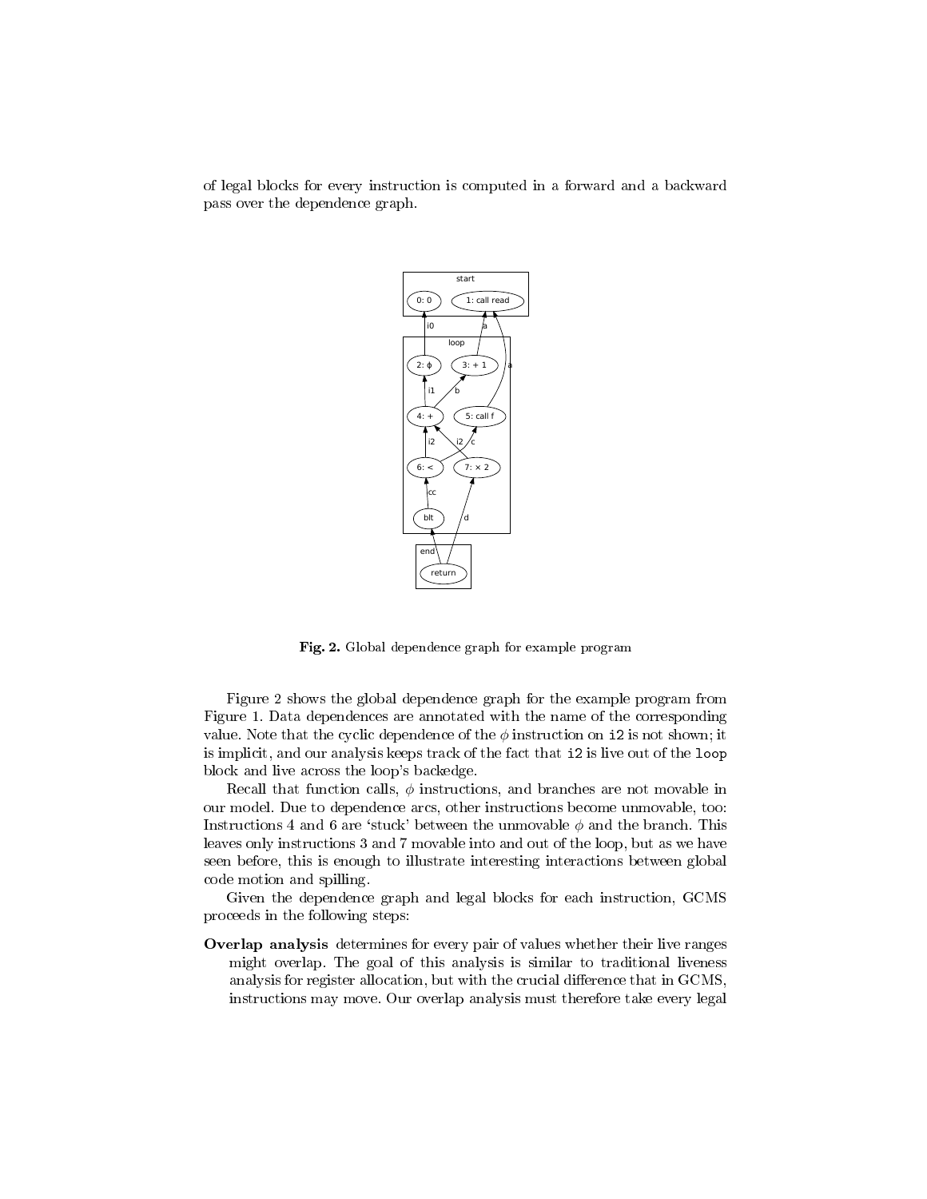of legal blocks for every instruction is computed in a forward and a backward pass over the dependence graph.

**Fig. 2.** Global dependence graph for example program

Figure 2 shows the global dependence graph for the example program from Figure 1. Data dependences are annotated with the name of the corresponding value. Note that the cyclic dependence of the $\phi$ instruction on `i2` is not shown; it is implicit, and our analysis keeps track of the fact that `i2` is live out of the `loop` block and live across the loop's backedge.

Recall that function calls, $\phi$ instructions, and branches are not movable in our model. Due to dependence arcs, other instructions become unmovable, too: Instructions 4 and 6 are 'stuck' between the unmovable $\phi$ and the branch. This leaves only instructions 3 and 7 movable into and out of the loop, but as we have seen before, this is enough to illustrate interesting interactions between global code motion and spilling.

Given the dependence graph and legal blocks for each instruction, GCMS proceeds in the following steps:

**Overlap analysis** determines for every pair of values whether their live ranges might overlap. The goal of this analysis is similar to traditional liveness analysis for register allocation, but with the crucial difference that in GCMS, instructions may move. Our overlap analysis must therefore take every legal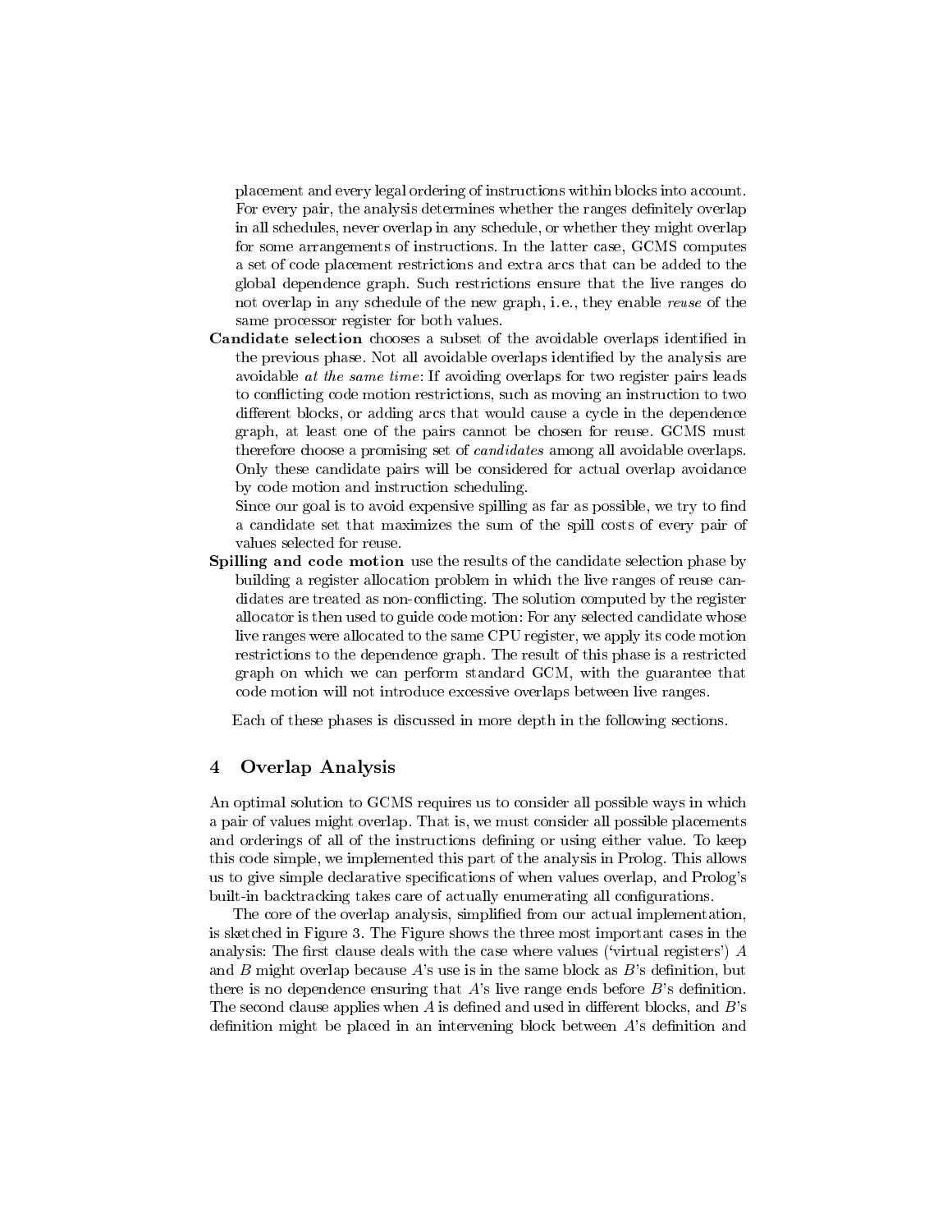placement and every legal ordering of instructions within blocks into account. For every pair, the analysis determines whether the ranges definitely overlap in all schedules, never overlap in any schedule, or whether they might overlap for some arrangements of instructions. In the latter case, GCMS computes a set of code placement restrictions and extra arcs that can be added to the global dependence graph. Such restrictions ensure that the live ranges do not overlap in any schedule of the new graph, i.e., they enable *reuse* of the same processor register for both values.

**Candidate selection** chooses a subset of the avoidable overlaps identified in the previous phase. Not all avoidable overlaps identified by the analysis are avoidable *at the same time*: If avoiding overlaps for two register pairs leads to conflicting code motion restrictions, such as moving an instruction to two different blocks, or adding arcs that would cause a cycle in the dependence graph, at least one of the pairs cannot be chosen for reuse. GCMS must therefore choose a promising set of *candidates* among all avoidable overlaps. Only these candidate pairs will be considered for actual overlap avoidance by code motion and instruction scheduling.

Since our goal is to avoid expensive spilling as far as possible, we try to find a candidate set that maximizes the sum of the spill costs of every pair of values selected for reuse.

**Spilling and code motion** use the results of the candidate selection phase by building a register allocation problem in which the live ranges of reuse candidates are treated as non-conflicting. The solution computed by the register allocator is then used to guide code motion: For any selected candidate whose live ranges were allocated to the same CPU register, we apply its code motion restrictions to the dependence graph. The result of this phase is a restricted graph on which we can perform standard GCM, with the guarantee that code motion will not introduce excessive overlaps between live ranges.

Each of these phases is discussed in more depth in the following sections.

## 4 Overlap Analysis

An optimal solution to GCMS requires us to consider all possible ways in which a pair of values might overlap. That is, we must consider all possible placements and orderings of all of the instructions defining or using either value. To keep this code simple, we implemented this part of the analysis in Prolog. This allows us to give simple declarative specifications of when values overlap, and Prolog's built-in backtracking takes care of actually enumerating all configurations.

The core of the overlap analysis, simplified from our actual implementation, is sketched in Figure 3. The Figure shows the three most important cases in the analysis: The first clause deals with the case where values ('virtual registers') $A$ and $B$ might overlap because $A$'s use is in the same block as $B$'s definition, but there is no dependence ensuring that $A$'s live range ends before $B$'s definition. The second clause applies when $A$ is defined and used in different blocks, and $B$'s definition might be placed in an intervening block between $A$'s definition and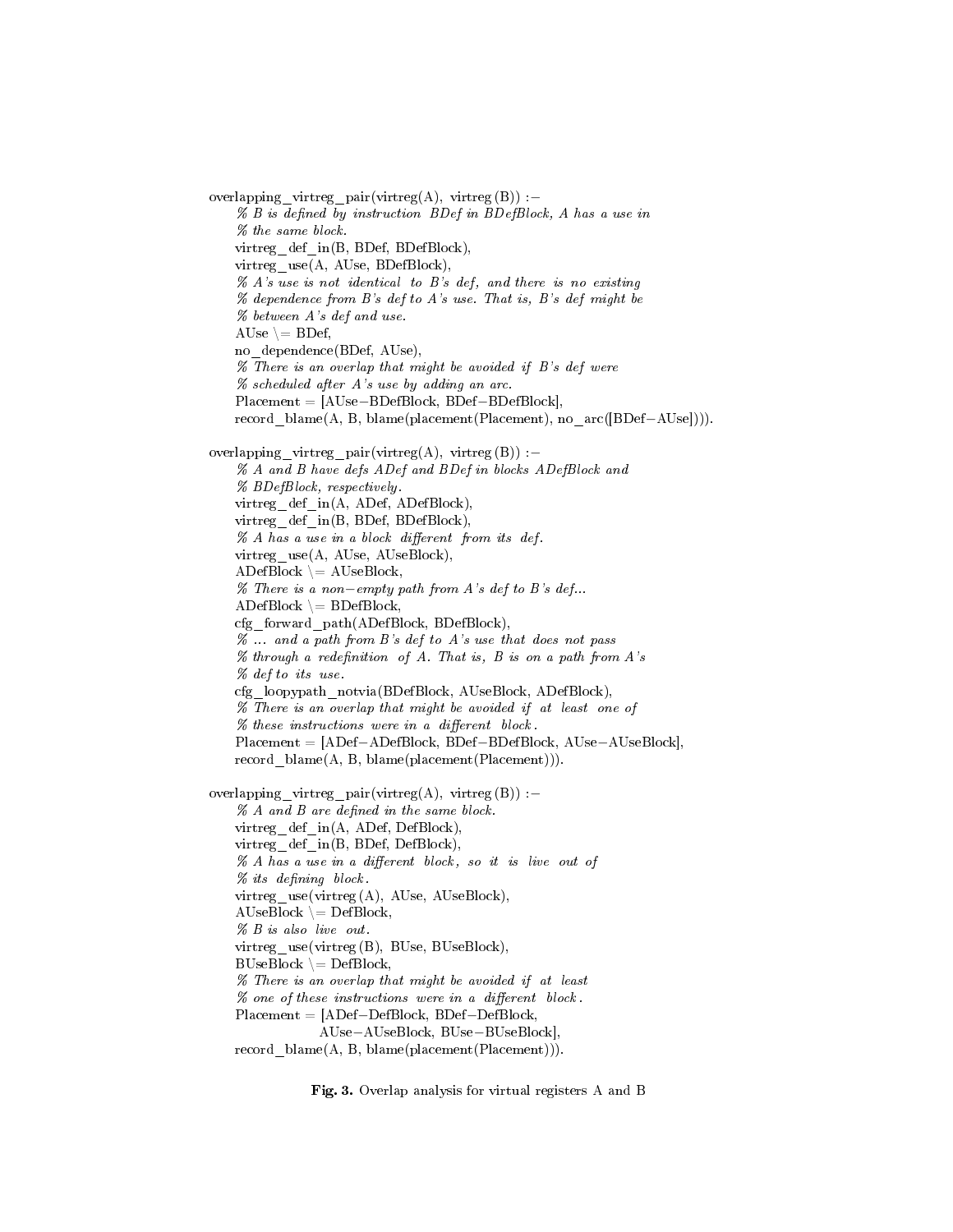```
overlapping_virtreg_pair(virtreg(A), virtreg(B)) :-
    % B is defined by instruction BDef in BDefBlock, A has a use in
    % the same block.
    virtreg_def_in(B, BDef, BDefBlock),
    virtreg_use(A, AUse, BDefBlock),
    % A's use is not identical to B's def, and there is no existing
    % dependence from B's def to A's use. That is, B's def might be
    % between A's def and use.
    AUse \= BDef,
    no_dependence(BDef, AUse),
    % There is an overlap that might be avoided if B's def were
    % scheduled after A's use by adding an arc.
    Placement = [AUse-BDefBlock, BDef-BDefBlock],
    record_blame(A, B, blame(placement(Placement), no_arc([BDef-AUse]))).

overlapping_virtreg_pair(virtreg(A), virtreg(B)) :-
    % A and B have defs ADef and BDef in blocks ADefBlock and
    % BDefBlock, respectively.
    virtreg_def_in(A, ADef, ADefBlock),
    virtreg_def_in(B, BDef, BDefBlock),
    % A has a use in a block different from its def.
    virtreg_use(A, AUse, AUseBlock),
    ADefBlock \= AUseBlock,
    % There is a non-empty path from A's def to B's def...
    ADefBlock \= BDefBlock,
    cfg_forward_path(ADefBlock, BDefBlock),
    % ... and a path from B's def to A's use that does not pass
    % through a redefinition of A. That is, B is on a path from A's
    % def to its use.
    cfg_loopypath_notvia(BDefBlock, AUseBlock, ADefBlock),
    % There is an overlap that might be avoided if at least one of
    % these instructions were in a different block.
    Placement = [ADef-ADefBlock, BDef-BDefBlock, AUse-AUseBlock],
    record_blame(A, B, blame(placement(Placement))).

overlapping_virtreg_pair(virtreg(A), virtreg(B)) :-
    % A and B are defined in the same block.
    virtreg_def_in(A, ADef, DefBlock),
    virtreg_def_in(B, BDef, DefBlock),
    % A has a use in a different block, so it is live out of
    % its defining block.
    virtreg_use(virtreg(A), AUse, AUseBlock),
    AUseBlock \= DefBlock,
    % B is also live out.
    virtreg_use(virtreg(B), BUse, BUseBlock),
    BUseBlock \= DefBlock,
    % There is an overlap that might be avoided if at least
    % one of these instructions were in a different block.
    Placement = [ADef-DefBlock, BDef-DefBlock,
                 AUse-AUseBlock, BUse-BUseBlock],
    record_blame(A, B, blame(placement(Placement))).
```

**Fig. 3.** Overlap analysis for virtual registers A and B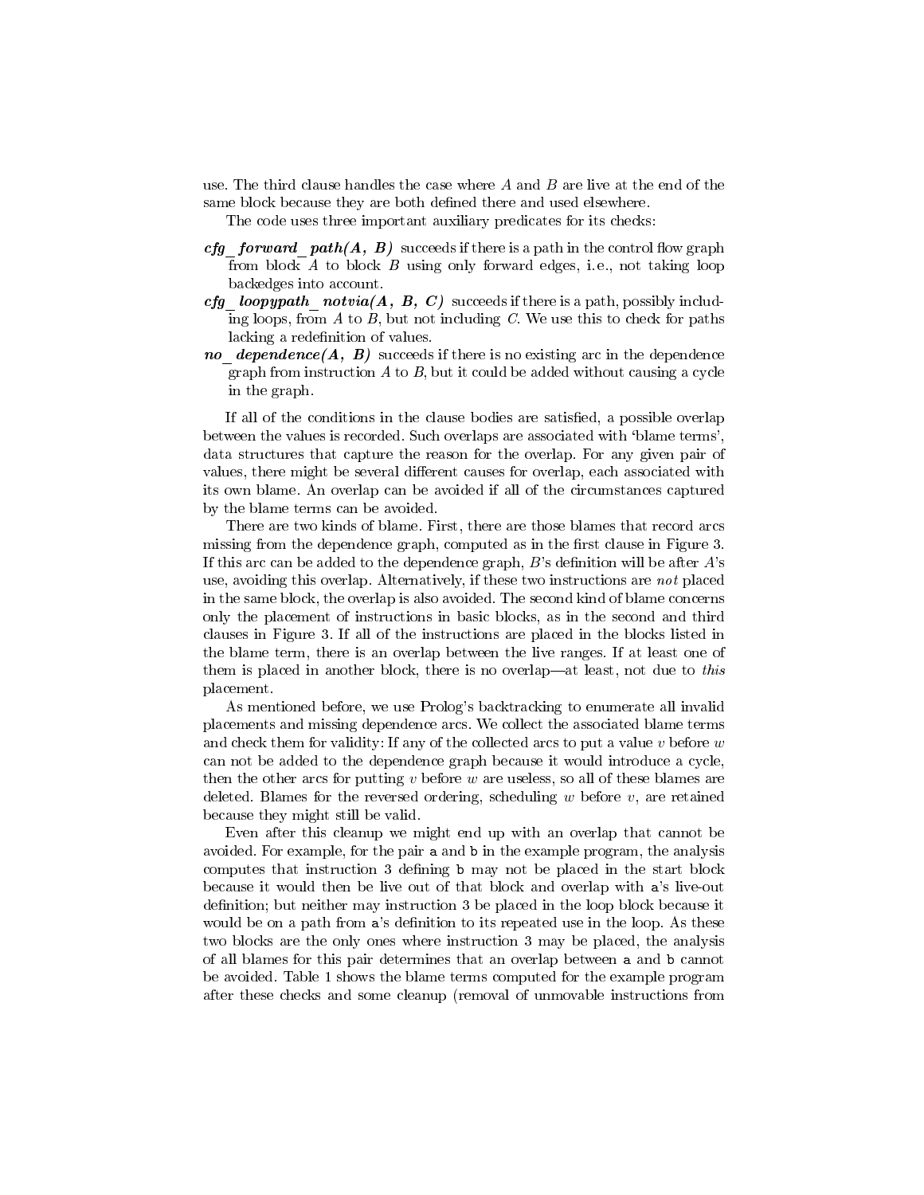use. The third clause handles the case where $A$ and $B$ are live at the end of the same block because they are both defined there and used elsewhere.

The code uses three important auxiliary predicates for its checks:

***cfg_forward_path(A, B)*** succeeds if there is a path in the control flow graph from block $A$ to block $B$ using only forward edges, i.e., not taking loop backedges into account.

***cfg_loopypath_notvia(A, B, C)*** succeeds if there is a path, possibly including loops, from $A$ to $B$, but not including $C$. We use this to check for paths lacking a redefinition of values.

***no_dependence(A, B)*** succeeds if there is no existing arc in the dependence graph from instruction $A$ to $B$, but it could be added without causing a cycle in the graph.

If all of the conditions in the clause bodies are satisfied, a possible overlap between the values is recorded. Such overlaps are associated with 'blame terms', data structures that capture the reason for the overlap. For any given pair of values, there might be several different causes for overlap, each associated with its own blame. An overlap can be avoided if all of the circumstances captured by the blame terms can be avoided.

There are two kinds of blame. First, there are those blames that record arcs missing from the dependence graph, computed as in the first clause in Figure 3. If this arc can be added to the dependence graph, $B$'s definition will be after $A$'s use, avoiding this overlap. Alternatively, if these two instructions are *not* placed in the same block, the overlap is also avoided. The second kind of blame concerns only the placement of instructions in basic blocks, as in the second and third clauses in Figure 3. If all of the instructions are placed in the blocks listed in the blame term, there is an overlap between the live ranges. If at least one of them is placed in another block, there is no overlap—at least, not due to *this* placement.

As mentioned before, we use Prolog's backtracking to enumerate all invalid placements and missing dependence arcs. We collect the associated blame terms and check them for validity: If any of the collected arcs to put a value $v$ before $w$ can not be added to the dependence graph because it would introduce a cycle, then the other arcs for putting $v$ before $w$ are useless, so all of these blames are deleted. Blames for the reversed ordering, scheduling $w$ before $v$, are retained because they might still be valid.

Even after this cleanup we might end up with an overlap that cannot be avoided. For example, for the pair `a` and `b` in the example program, the analysis computes that instruction 3 defining `b` may not be placed in the start block because it would then be live out of that block and overlap with `a`'s live-out definition; but neither may instruction 3 be placed in the loop block because it would be on a path from `a`'s definition to its repeated use in the loop. As these two blocks are the only ones where instruction 3 may be placed, the analysis of all blames for this pair determines that an overlap between `a` and `b` cannot be avoided. Table 1 shows the blame terms computed for the example program after these checks and some cleanup (removal of unmovable instructions from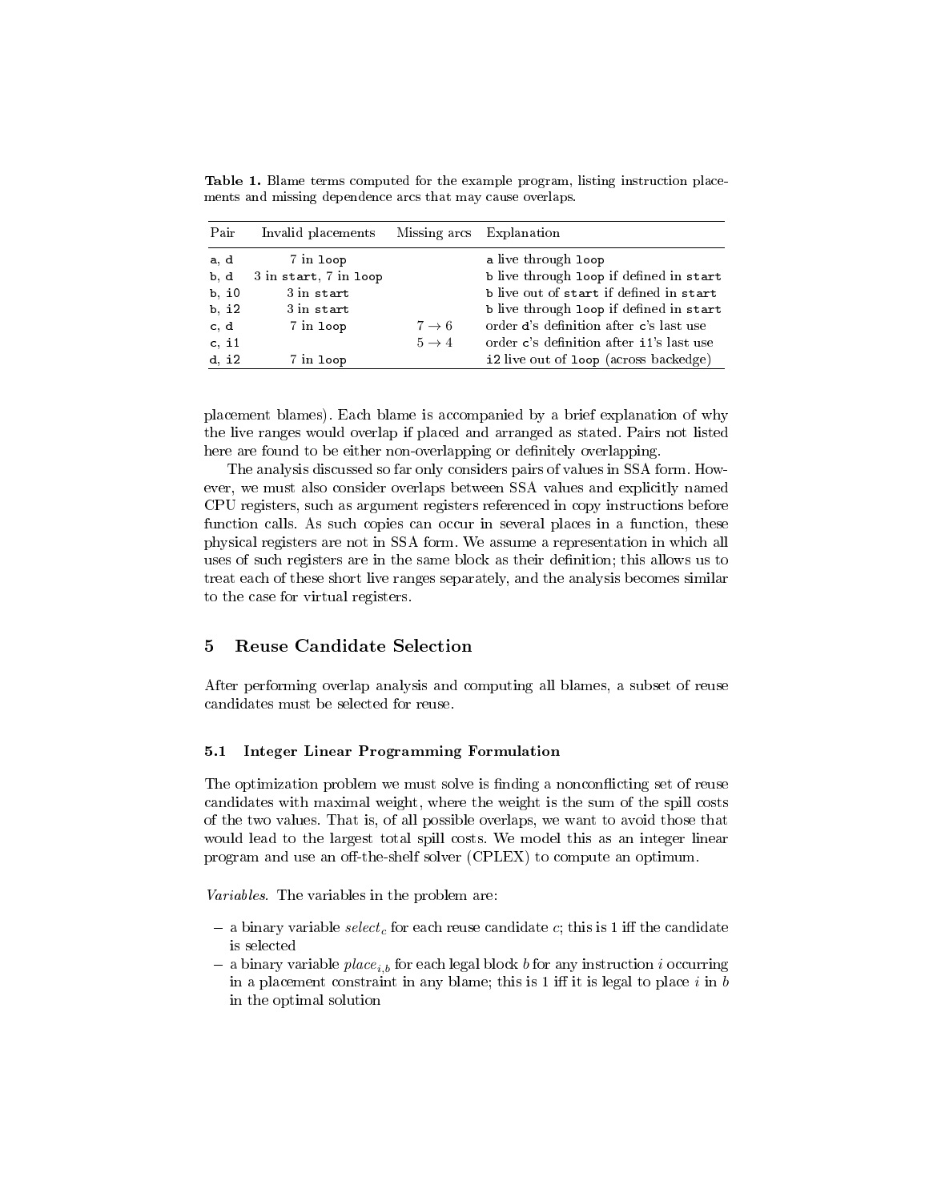**Table 1.** Blame terms computed for the example program, listing instruction placements and missing dependence arcs that may cause overlaps.

| Pair | Invalid placements | Missing arcs | Explanation |
|---|---|---|---|
| a, d | 7 in loop | | a live through loop |
| b, d | 3 in start, 7 in loop | | b live through loop if defined in start |
| b, i0 | 3 in start | | b live out of start if defined in start |
| b, i2 | 3 in start | | b live through loop if defined in start |
| c, d | 7 in loop | $7 \rightarrow 6$ | order d's definition after c's last use |
| c, i1 | | $5 \rightarrow 4$ | order c's definition after i1's last use |
| d, i2 | 7 in loop | | i2 live out of loop (across backedge) |

placement blames). Each blame is accompanied by a brief explanation of why the live ranges would overlap if placed and arranged as stated. Pairs not listed here are found to be either non-overlapping or definitely overlapping.

The analysis discussed so far only considers pairs of values in SSA form. However, we must also consider overlaps between SSA values and explicitly named CPU registers, such as argument registers referenced in copy instructions before function calls. As such copies can occur in several places in a function, these physical registers are not in SSA form. We assume a representation in which all uses of such registers are in the same block as their definition; this allows us to treat each of these short live ranges separately, and the analysis becomes similar to the case for virtual registers.

## 5 Reuse Candidate Selection

After performing overlap analysis and computing all blames, a subset of reuse candidates must be selected for reuse.

### 5.1 Integer Linear Programming Formulation

The optimization problem we must solve is finding a nonconflicting set of reuse candidates with maximal weight, where the weight is the sum of the spill costs of the two values. That is, of all possible overlaps, we want to avoid those that would lead to the largest total spill costs. We model this as an integer linear program and use an off-the-shelf solver (CPLEX) to compute an optimum.

*Variables.* The variables in the problem are:

- a binary variable $select_c$ for each reuse candidate $c$; this is 1 iff the candidate is selected
- a binary variable $place_{i,b}$ for each legal block $b$ for any instruction $i$ occurring in a placement constraint in any blame; this is 1 iff it is legal to place $i$ in $b$ in the optimal solution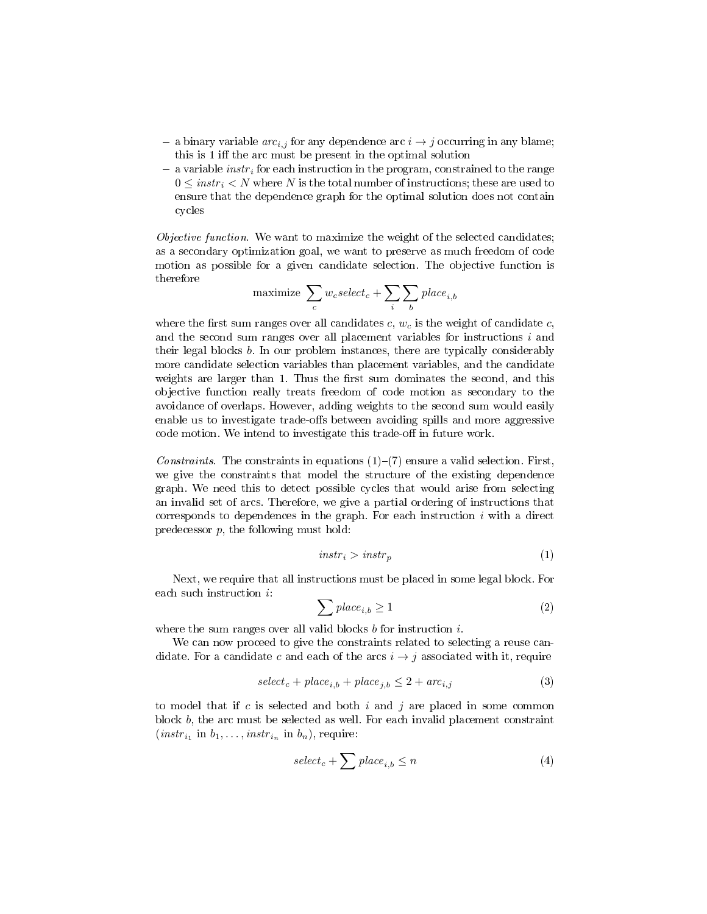- a binary variable $arc_{i,j}$ for any dependence arc $i \to j$ occurring in any blame; this is 1 iff the arc must be present in the optimal solution
- a variable $instr_i$ for each instruction in the program, constrained to the range $0 \leq instr_i < N$ where $N$ is the total number of instructions; these are used to ensure that the dependence graph for the optimal solution does not contain cycles

*Objective function.* We want to maximize the weight of the selected candidates; as a secondary optimization goal, we want to preserve as much freedom of code motion as possible for a given candidate selection. The objective function is therefore

$$\text{maximize} \sum_c w_c select_c + \sum_i \sum_b place_{i,b}$$

where the first sum ranges over all candidates $c$, $w_c$ is the weight of candidate $c$, and the second sum ranges over all placement variables for instructions $i$ and their legal blocks $b$. In our problem instances, there are typically considerably more candidate selection variables than placement variables, and the candidate weights are larger than 1. Thus the first sum dominates the second, and this objective function really treats freedom of code motion as secondary to the avoidance of overlaps. However, adding weights to the second sum would easily enable us to investigate trade-offs between avoiding spills and more aggressive code motion. We intend to investigate this trade-off in future work.

*Constraints.* The constraints in equations (1)–(7) ensure a valid selection. First, we give the constraints that model the structure of the existing dependence graph. We need this to detect possible cycles that would arise from selecting an invalid set of arcs. Therefore, we give a partial ordering of instructions that corresponds to dependences in the graph. For each instruction $i$ with a direct predecessor $p$, the following must hold:

$$instr_i > instr_p \tag{1}$$

Next, we require that all instructions must be placed in some legal block. For each such instruction $i$:

$$\sum place_{i,b} \geq 1 \tag{2}$$

where the sum ranges over all valid blocks $b$ for instruction $i$.

We can now proceed to give the constraints related to selecting a reuse candidate. For a candidate $c$ and each of the arcs $i \to j$ associated with it, require

$$select_c + place_{i,b} + place_{j,b} \leq 2 + arc_{i,j} \tag{3}$$

to model that if $c$ is selected and both $i$ and $j$ are placed in some common block $b$, the arc must be selected as well. For each invalid placement constraint ($instr_{i_1}$ in $b_1, \ldots, instr_{i_n}$ in $b_n$), require:

$$select_c + \sum place_{i,b} \leq n \tag{4}$$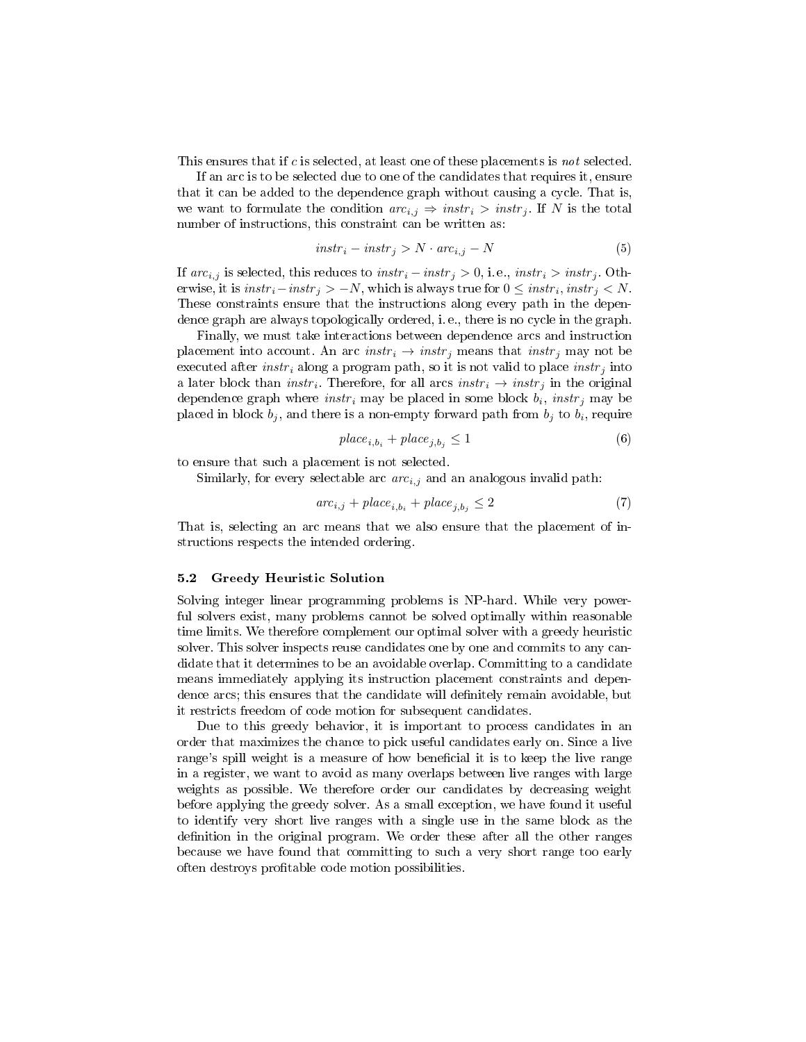This ensures that if $c$ is selected, at least one of these placements is *not* selected.

If an arc is to be selected due to one of the candidates that requires it, ensure that it can be added to the dependence graph without causing a cycle. That is, we want to formulate the condition $arc_{i,j} \Rightarrow instr_i > instr_j$. If $N$ is the total number of instructions, this constraint can be written as:

$$instr_i - instr_j > N \cdot arc_{i,j} - N \tag{5}$$

If $arc_{i,j}$ is selected, this reduces to $instr_i - instr_j > 0$, i.e., $instr_i > instr_j$. Otherwise, it is $instr_i - instr_j > -N$, which is always true for $0 \leq instr_i, instr_j < N$. These constraints ensure that the instructions along every path in the dependence graph are always topologically ordered, i.e., there is no cycle in the graph.

Finally, we must take interactions between dependence arcs and instruction placement into account. An arc $instr_i \rightarrow instr_j$ means that $instr_j$ may not be executed after $instr_i$ along a program path, so it is not valid to place $instr_j$ into a later block than $instr_i$. Therefore, for all arcs $instr_i \rightarrow instr_j$ in the original dependence graph where $instr_i$ may be placed in some block $b_i$, $instr_j$ may be placed in block $b_j$, and there is a non-empty forward path from $b_j$ to $b_i$, require

$$place_{i,b_i} + place_{j,b_j} \leq 1 \tag{6}$$

to ensure that such a placement is not selected.

Similarly, for every selectable arc $arc_{i,j}$ and an analogous invalid path:

$$arc_{i,j} + place_{i,b_i} + place_{j,b_j} \leq 2 \tag{7}$$

That is, selecting an arc means that we also ensure that the placement of instructions respects the intended ordering.

### 5.2 Greedy Heuristic Solution

Solving integer linear programming problems is NP-hard. While very powerful solvers exist, many problems cannot be solved optimally within reasonable time limits. We therefore complement our optimal solver with a greedy heuristic solver. This solver inspects reuse candidates one by one and commits to any candidate that it determines to be an avoidable overlap. Committing to a candidate means immediately applying its instruction placement constraints and dependence arcs; this ensures that the candidate will definitely remain avoidable, but it restricts freedom of code motion for subsequent candidates.

Due to this greedy behavior, it is important to process candidates in an order that maximizes the chance to pick useful candidates early on. Since a live range's spill weight is a measure of how beneficial it is to keep the live range in a register, we want to avoid as many overlaps between live ranges with large weights as possible. We therefore order our candidates by decreasing weight before applying the greedy solver. As a small exception, we have found it useful to identify very short live ranges with a single use in the same block as the definition in the original program. We order these after all the other ranges because we have found that committing to such a very short range too early often destroys profitable code motion possibilities.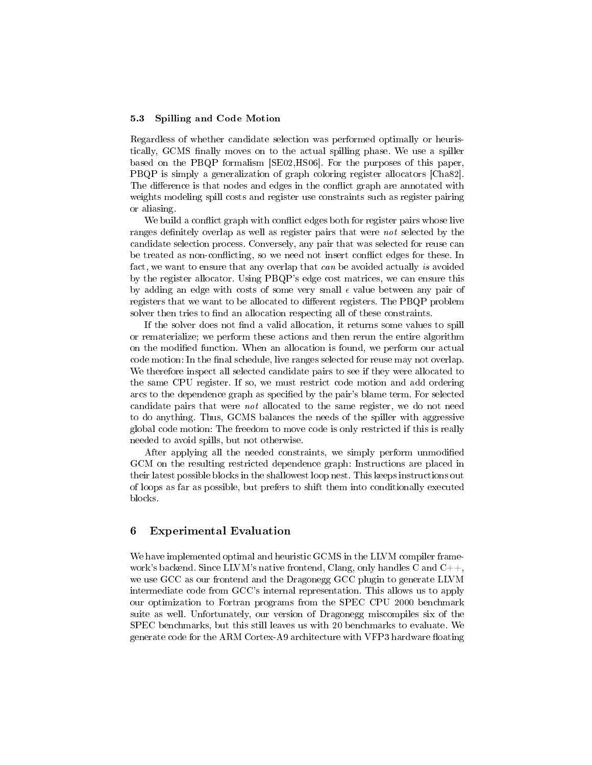### 5.3 Spilling and Code Motion

Regardless of whether candidate selection was performed optimally or heuristically, GCMS finally moves on to the actual spilling phase. We use a spiller based on the PBQP formalism [SE02,HS06]. For the purposes of this paper, PBQP is simply a generalization of graph coloring register allocators [Cha82]. The difference is that nodes and edges in the conflict graph are annotated with weights modeling spill costs and register use constraints such as register pairing or aliasing.

We build a conflict graph with conflict edges both for register pairs whose live ranges definitely overlap as well as register pairs that were *not* selected by the candidate selection process. Conversely, any pair that was selected for reuse can be treated as non-conflicting, so we need not insert conflict edges for these. In fact, we want to ensure that any overlap that *can* be avoided actually *is* avoided by the register allocator. Using PBQP's edge cost matrices, we can ensure this by adding an edge with costs of some very small $\epsilon$ value between any pair of registers that we want to be allocated to different registers. The PBQP problem solver then tries to find an allocation respecting all of these constraints.

If the solver does not find a valid allocation, it returns some values to spill or rematerialize; we perform these actions and then rerun the entire algorithm on the modified function. When an allocation is found, we perform our actual code motion: In the final schedule, live ranges selected for reuse may not overlap. We therefore inspect all selected candidate pairs to see if they were allocated to the same CPU register. If so, we must restrict code motion and add ordering arcs to the dependence graph as specified by the pair's blame term. For selected candidate pairs that were *not* allocated to the same register, we do not need to do anything. Thus, GCMS balances the needs of the spiller with aggressive global code motion: The freedom to move code is only restricted if this is really needed to avoid spills, but not otherwise.

After applying all the needed constraints, we simply perform unmodified GCM on the resulting restricted dependence graph: Instructions are placed in their latest possible blocks in the shallowest loop nest. This keeps instructions out of loops as far as possible, but prefers to shift them into conditionally executed blocks.

## 6 Experimental Evaluation

We have implemented optimal and heuristic GCMS in the LLVM compiler framework's backend. Since LLVM's native frontend, Clang, only handles C and C++, we use GCC as our frontend and the Dragonegg GCC plugin to generate LLVM intermediate code from GCC's internal representation. This allows us to apply our optimization to Fortran programs from the SPEC CPU 2000 benchmark suite as well. Unfortunately, our version of Dragonegg miscompiles six of the SPEC benchmarks, but this still leaves us with 20 benchmarks to evaluate. We generate code for the ARM Cortex-A9 architecture with VFP3 hardware floating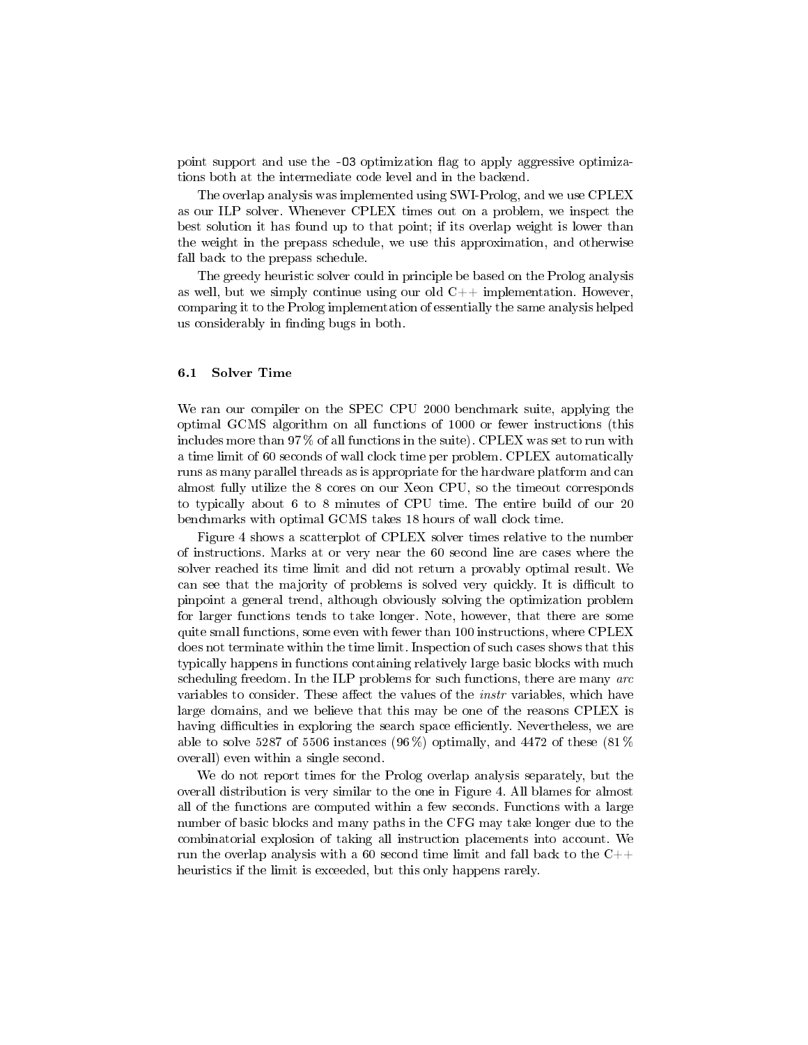point support and use the `-O3` optimization flag to apply aggressive optimizations both at the intermediate code level and in the backend.

The overlap analysis was implemented using SWI-Prolog, and we use CPLEX as our ILP solver. Whenever CPLEX times out on a problem, we inspect the best solution it has found up to that point; if its overlap weight is lower than the weight in the prepass schedule, we use this approximation, and otherwise fall back to the prepass schedule.

The greedy heuristic solver could in principle be based on the Prolog analysis as well, but we simply continue using our old C++ implementation. However, comparing it to the Prolog implementation of essentially the same analysis helped us considerably in finding bugs in both.

### 6.1 Solver Time

We ran our compiler on the SPEC CPU 2000 benchmark suite, applying the optimal GCMS algorithm on all functions of 1000 or fewer instructions (this includes more than 97 % of all functions in the suite). CPLEX was set to run with a time limit of 60 seconds of wall clock time per problem. CPLEX automatically runs as many parallel threads as is appropriate for the hardware platform and can almost fully utilize the 8 cores on our Xeon CPU, so the timeout corresponds to typically about 6 to 8 minutes of CPU time. The entire build of our 20 benchmarks with optimal GCMS takes 18 hours of wall clock time.

Figure 4 shows a scatterplot of CPLEX solver times relative to the number of instructions. Marks at or very near the 60 second line are cases where the solver reached its time limit and did not return a provably optimal result. We can see that the majority of problems is solved very quickly. It is difficult to pinpoint a general trend, although obviously solving the optimization problem for larger functions tends to take longer. Note, however, that there are some quite small functions, some even with fewer than 100 instructions, where CPLEX does not terminate within the time limit. Inspection of such cases shows that this typically happens in functions containing relatively large basic blocks with much scheduling freedom. In the ILP problems for such functions, there are many *arc* variables to consider. These affect the values of the *instr* variables, which have large domains, and we believe that this may be one of the reasons CPLEX is having difficulties in exploring the search space efficiently. Nevertheless, we are able to solve 5287 of 5506 instances (96 %) optimally, and 4472 of these (81 % overall) even within a single second.

We do not report times for the Prolog overlap analysis separately, but the overall distribution is very similar to the one in Figure 4. All blames for almost all of the functions are computed within a few seconds. Functions with a large number of basic blocks and many paths in the CFG may take longer due to the combinatorial explosion of taking all instruction placements into account. We run the overlap analysis with a 60 second time limit and fall back to the C++ heuristics if the limit is exceeded, but this only happens rarely.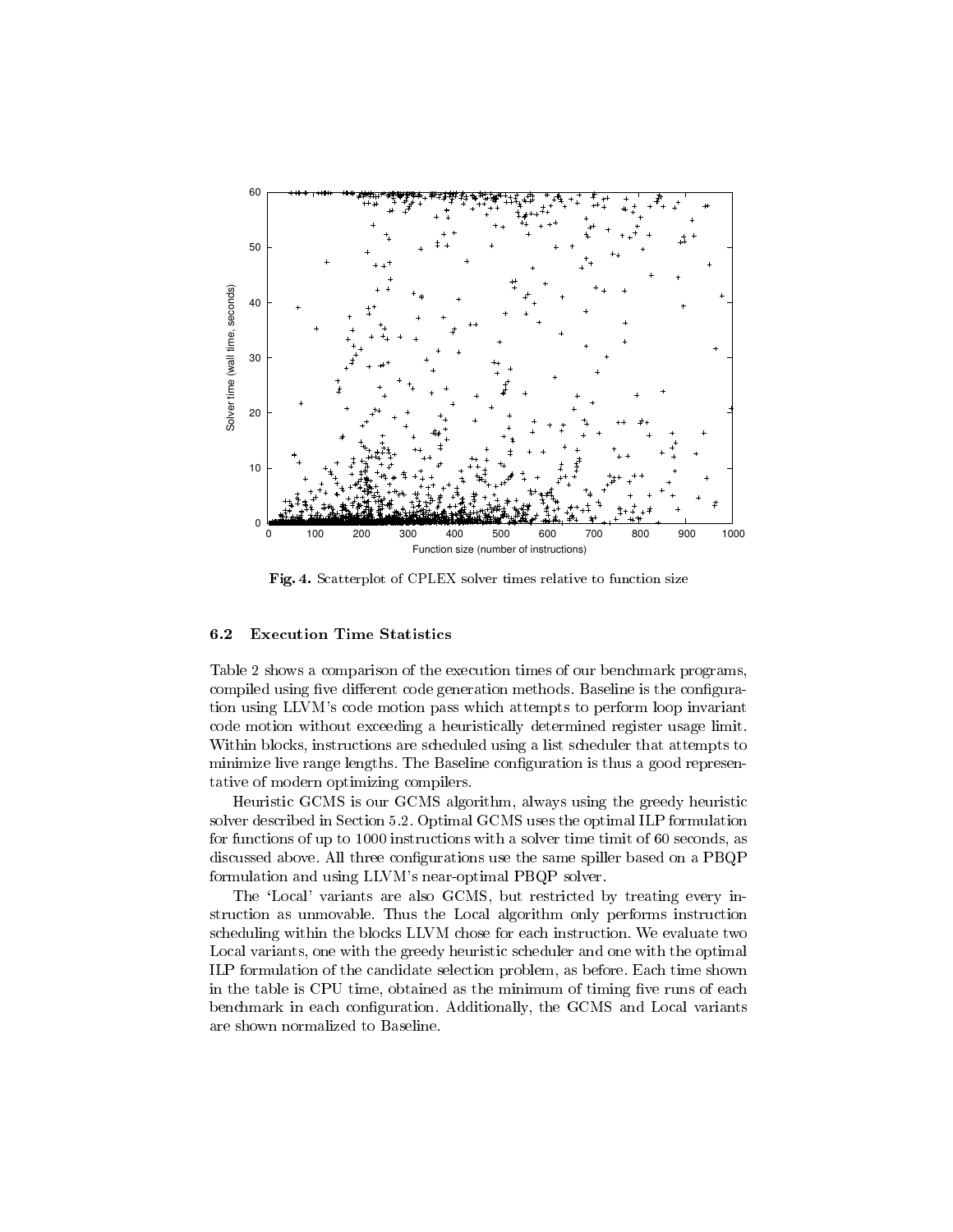**Fig. 4.** Scatterplot of CPLEX solver times relative to function size

### 6.2 Execution Time Statistics

Table 2 shows a comparison of the execution times of our benchmark programs, compiled using five different code generation methods. Baseline is the configuration using LLVM's code motion pass which attempts to perform loop invariant code motion without exceeding a heuristically determined register usage limit. Within blocks, instructions are scheduled using a list scheduler that attempts to minimize live range lengths. The Baseline configuration is thus a good representative of modern optimizing compilers.

Heuristic GCMS is our GCMS algorithm, always using the greedy heuristic solver described in Section 5.2. Optimal GCMS uses the optimal ILP formulation for functions of up to 1000 instructions with a solver time timit of 60 seconds, as discussed above. All three configurations use the same spiller based on a PBQP formulation and using LLVM's near-optimal PBQP solver.

The 'Local' variants are also GCMS, but restricted by treating every instruction as unmovable. Thus the Local algorithm only performs instruction scheduling within the blocks LLVM chose for each instruction. We evaluate two Local variants, one with the greedy heuristic scheduler and one with the optimal ILP formulation of the candidate selection problem, as before. Each time shown in the table is CPU time, obtained as the minimum of timing five runs of each benchmark in each configuration. Additionally, the GCMS and Local variants are shown normalized to Baseline.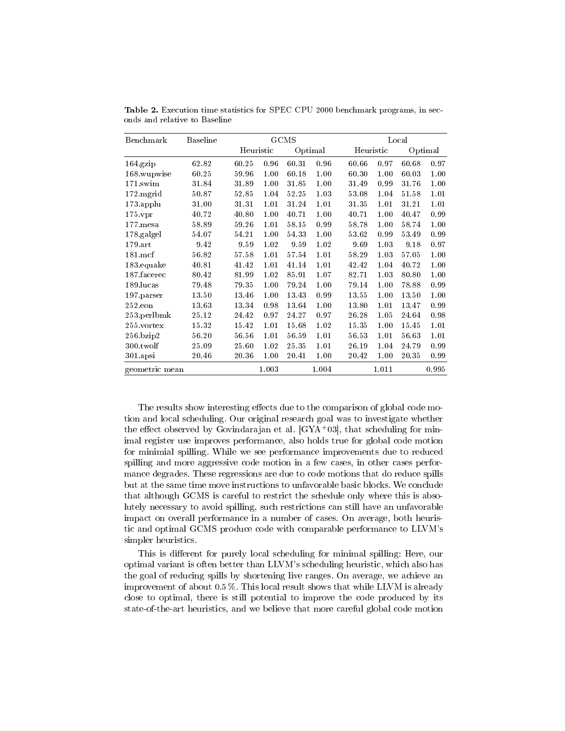**Table 2.** Execution time statistics for SPEC CPU 2000 benchmark programs, in seconds and relative to Baseline

| Benchmark | Baseline | GCMS | | | | Local | | | |
|---|---|---|---|---|---|---|---|---|---|
| | | Heuristic | | Optimal | | Heuristic | | Optimal | |
| 164.gzip | 62.82 | 60.25 | 0.96 | 60.31 | 0.96 | 60.66 | 0.97 | 60.68 | 0.97 |
| 168.wupwise | 60.25 | 59.96 | 1.00 | 60.18 | 1.00 | 60.30 | 1.00 | 60.03 | 1.00 |
| 171.swim | 31.84 | 31.89 | 1.00 | 31.85 | 1.00 | 31.49 | 0.99 | 31.76 | 1.00 |
| 172.mgrid | 50.87 | 52.85 | 1.04 | 52.25 | 1.03 | 53.08 | 1.04 | 51.58 | 1.01 |
| 173.applu | 31.00 | 31.31 | 1.01 | 31.24 | 1.01 | 31.35 | 1.01 | 31.21 | 1.01 |
| 175.vpr | 40.72 | 40.80 | 1.00 | 40.71 | 1.00 | 40.71 | 1.00 | 40.47 | 0.99 |
| 177.mesa | 58.89 | 59.26 | 1.01 | 58.15 | 0.99 | 58.78 | 1.00 | 58.74 | 1.00 |
| 178.galgel | 54.07 | 54.21 | 1.00 | 54.33 | 1.00 | 53.62 | 0.99 | 53.49 | 0.99 |
| 179.art | 9.42 | 9.59 | 1.02 | 9.59 | 1.02 | 9.69 | 1.03 | 9.18 | 0.97 |
| 181.mcf | 56.82 | 57.58 | 1.01 | 57.54 | 1.01 | 58.29 | 1.03 | 57.05 | 1.00 |
| 183.equake | 40.81 | 41.42 | 1.01 | 41.14 | 1.01 | 42.42 | 1.04 | 40.72 | 1.00 |
| 187.facerec | 80.42 | 81.99 | 1.02 | 85.91 | 1.07 | 82.71 | 1.03 | 80.80 | 1.00 |
| 189.lucas | 79.48 | 79.35 | 1.00 | 79.24 | 1.00 | 79.14 | 1.00 | 78.88 | 0.99 |
| 197.parser | 13.50 | 13.46 | 1.00 | 13.43 | 0.99 | 13.55 | 1.00 | 13.50 | 1.00 |
| 252.eon | 13.63 | 13.34 | 0.98 | 13.64 | 1.00 | 13.80 | 1.01 | 13.47 | 0.99 |
| 253.perlbmk | 25.12 | 24.42 | 0.97 | 24.27 | 0.97 | 26.28 | 1.05 | 24.64 | 0.98 |
| 255.vortex | 15.32 | 15.42 | 1.01 | 15.68 | 1.02 | 15.35 | 1.00 | 15.45 | 1.01 |
| 256.bzip2 | 56.20 | 56.56 | 1.01 | 56.59 | 1.01 | 56.53 | 1.01 | 56.63 | 1.01 |
| 300.twolf | 25.09 | 25.60 | 1.02 | 25.35 | 1.01 | 26.19 | 1.04 | 24.79 | 0.99 |
| 301.apsi | 20.46 | 20.36 | 1.00 | 20.41 | 1.00 | 20.42 | 1.00 | 20.35 | 0.99 |
| geometric mean | | | 1.003 | | 1.004 | | 1.011 | | 0.995 |

The results show interesting effects due to the comparison of global code motion and local scheduling. Our original research goal was to investigate whether the effect observed by Govindarajan et al. [GYA+03], that scheduling for minimal register use improves performance, also holds true for global code motion for minimial spilling. While we see performance improvements due to reduced spilling and more aggressive code motion in a few cases, in other cases performance degrades. These regressions are due to code motions that do reduce spills but at the same time move instructions to unfavorable basic blocks. We conclude that although GCMS is careful to restrict the schedule only where this is absolutely necessary to avoid spilling, such restrictions can still have an unfavorable impact on overall performance in a number of cases. On average, both heuristic and optimal GCMS produce code with comparable performance to LLVM's simpler heuristics.

This is different for purely local scheduling for minimal spilling: Here, our optimal variant is often better than LLVM's scheduling heuristic, which also has the goal of reducing spills by shortening live ranges. On average, we achieve an improvement of about 0.5 %. This local result shows that while LLVM is already close to optimal, there is still potential to improve the code produced by its state-of-the-art heuristics, and we believe that more careful global code motion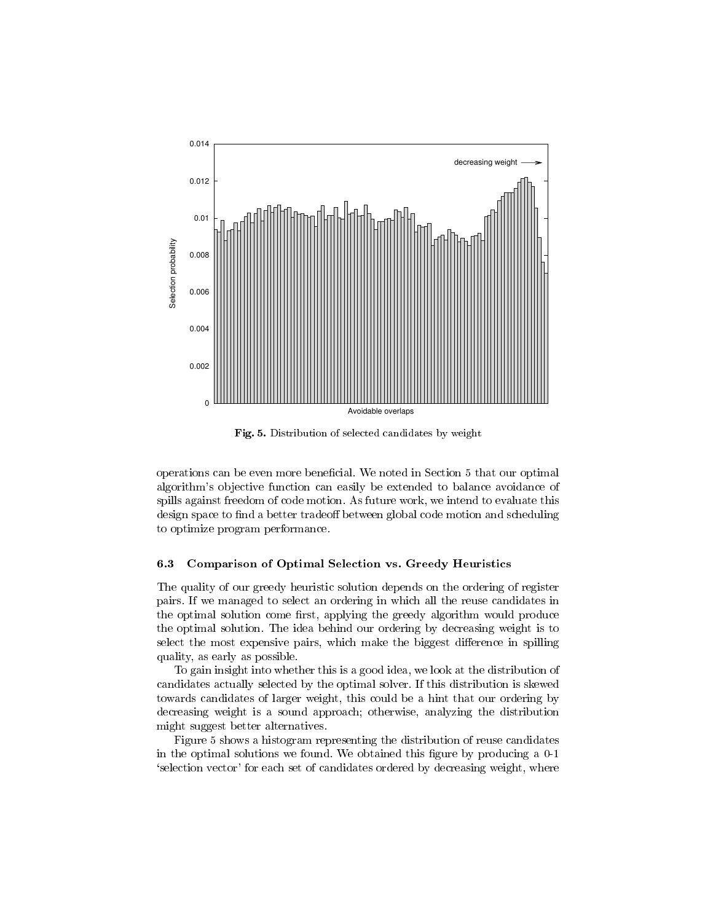Fig. 5. Distribution of selected candidates by weight

operations can be even more beneficial. We noted in Section 5 that our optimal algorithm's objective function can easily be extended to balance avoidance of spills against freedom of code motion. As future work, we intend to evaluate this design space to find a better tradeoff between global code motion and scheduling to optimize program performance.

### 6.3 Comparison of Optimal Selection vs. Greedy Heuristics

The quality of our greedy heuristic solution depends on the ordering of register pairs. If we managed to select an ordering in which all the reuse candidates in the optimal solution come first, applying the greedy algorithm would produce the optimal solution. The idea behind our ordering by decreasing weight is to select the most expensive pairs, which make the biggest difference in spilling quality, as early as possible.

To gain insight into whether this is a good idea, we look at the distribution of candidates actually selected by the optimal solver. If this distribution is skewed towards candidates of larger weight, this could be a hint that our ordering by decreasing weight is a sound approach; otherwise, analyzing the distribution might suggest better alternatives.

Figure 5 shows a histogram representing the distribution of reuse candidates in the optimal solutions we found. We obtained this figure by producing a 0-1 'selection vector' for each set of candidates ordered by decreasing weight, where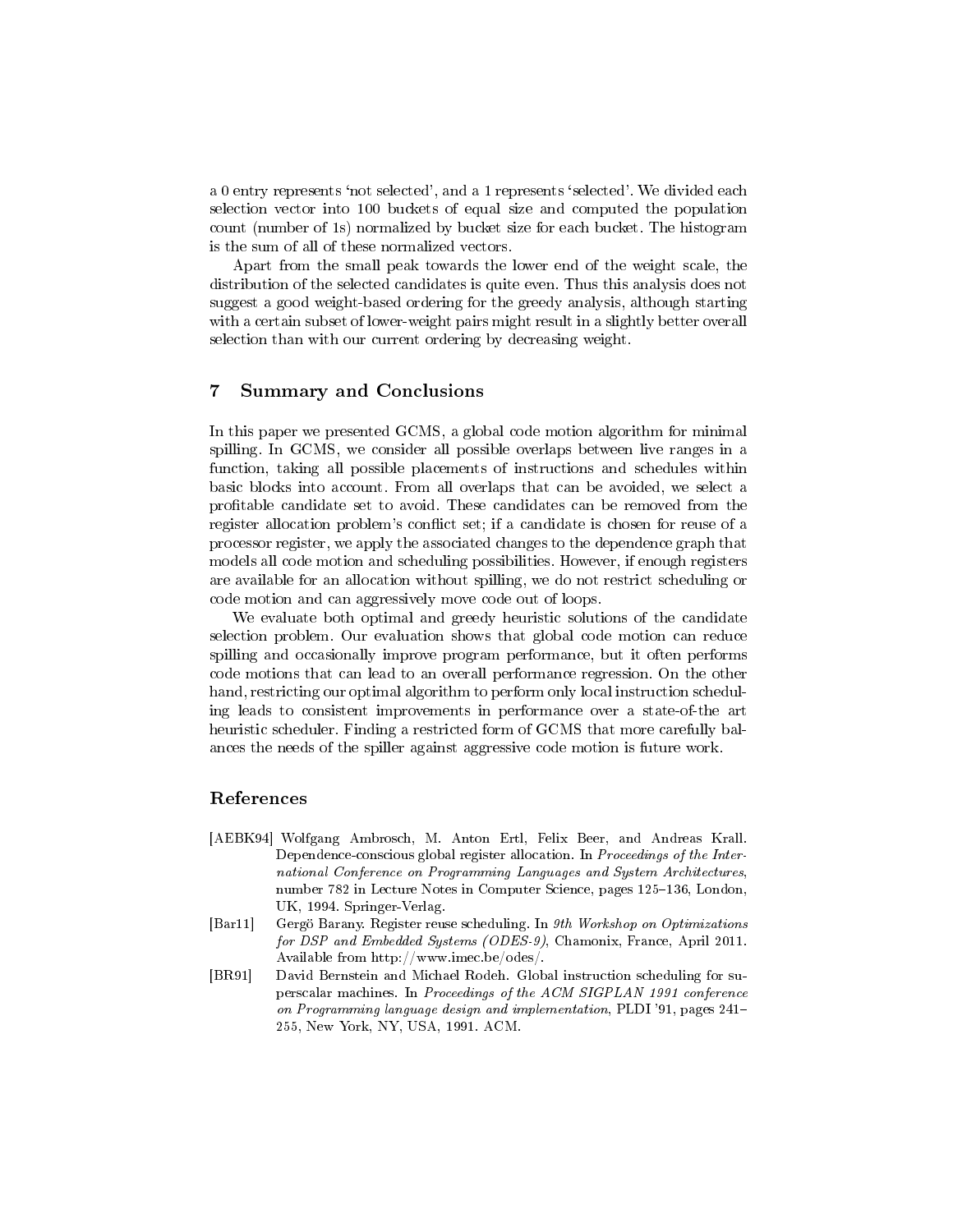a 0 entry represents 'not selected', and a 1 represents 'selected'. We divided each selection vector into 100 buckets of equal size and computed the population count (number of 1s) normalized by bucket size for each bucket. The histogram is the sum of all of these normalized vectors.

Apart from the small peak towards the lower end of the weight scale, the distribution of the selected candidates is quite even. Thus this analysis does not suggest a good weight-based ordering for the greedy analysis, although starting with a certain subset of lower-weight pairs might result in a slightly better overall selection than with our current ordering by decreasing weight.

## 7 Summary and Conclusions

In this paper we presented GCMS, a global code motion algorithm for minimal spilling. In GCMS, we consider all possible overlaps between live ranges in a function, taking all possible placements of instructions and schedules within basic blocks into account. From all overlaps that can be avoided, we select a profitable candidate set to avoid. These candidates can be removed from the register allocation problem's conflict set; if a candidate is chosen for reuse of a processor register, we apply the associated changes to the dependence graph that models all code motion and scheduling possibilities. However, if enough registers are available for an allocation without spilling, we do not restrict scheduling or code motion and can aggressively move code out of loops.

We evaluate both optimal and greedy heuristic solutions of the candidate selection problem. Our evaluation shows that global code motion can reduce spilling and occasionally improve program performance, but it often performs code motions that can lead to an overall performance regression. On the other hand, restricting our optimal algorithm to perform only local instruction scheduling leads to consistent improvements in performance over a state-of-the art heuristic scheduler. Finding a restricted form of GCMS that more carefully balances the needs of the spiller against aggressive code motion is future work.

## References

[AEBK94] Wolfgang Ambrosch, M. Anton Ertl, Felix Beer, and Andreas Krall. Dependence-conscious global register allocation. In *Proceedings of the International Conference on Programming Languages and System Architectures*, number 782 in Lecture Notes in Computer Science, pages 125–136, London, UK, 1994. Springer-Verlag.

[Bar11] Gergö Barany. Register reuse scheduling. In *9th Workshop on Optimizations for DSP and Embedded Systems (ODES-9)*, Chamonix, France, April 2011. Available from http://www.imec.be/odes/.

[BR91] David Bernstein and Michael Rodeh. Global instruction scheduling for superscalar machines. In *Proceedings of the ACM SIGPLAN 1991 conference on Programming language design and implementation*, PLDI '91, pages 241–255, New York, NY, USA, 1991. ACM.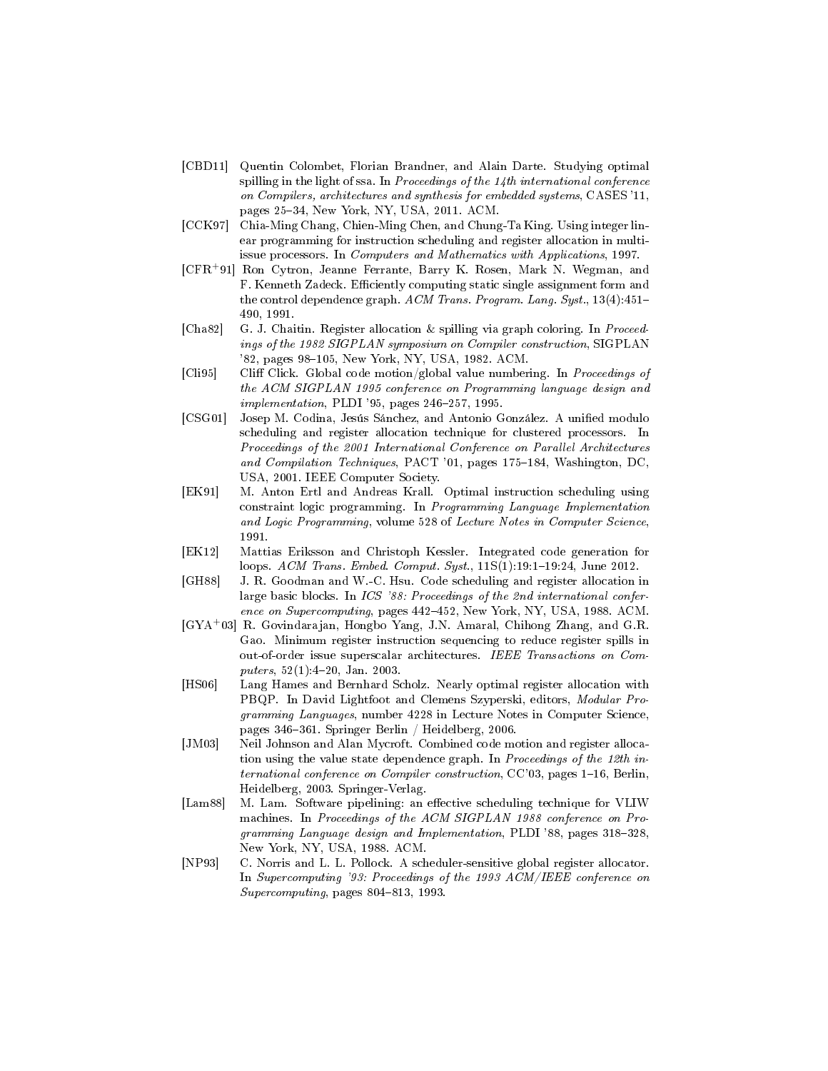[CBD11] Quentin Colombet, Florian Brandner, and Alain Darte. Studying optimal spilling in the light of ssa. In *Proceedings of the 14th international conference on Compilers, architectures and synthesis for embedded systems*, CASES '11, pages 25–34, New York, NY, USA, 2011. ACM.

[CCK97] Chia-Ming Chang, Chien-Ming Chen, and Chung-Ta King. Using integer linear programming for instruction scheduling and register allocation in multi-issue processors. In *Computers and Mathematics with Applications*, 1997.

[CFR+91] Ron Cytron, Jeanne Ferrante, Barry K. Rosen, Mark N. Wegman, and F. Kenneth Zadeck. Efficiently computing static single assignment form and the control dependence graph. *ACM Trans. Program. Lang. Syst.*, 13(4):451–490, 1991.

[Cha82] G. J. Chaitin. Register allocation & spilling via graph coloring. In *Proceedings of the 1982 SIGPLAN symposium on Compiler construction*, SIGPLAN '82, pages 98–105, New York, NY, USA, 1982. ACM.

[Cli95] Cliff Click. Global code motion/global value numbering. In *Proceedings of the ACM SIGPLAN 1995 conference on Programming language design and implementation*, PLDI '95, pages 246–257, 1995.

[CSG01] Josep M. Codina, Jesús Sánchez, and Antonio González. A unified modulo scheduling and register allocation technique for clustered processors. In *Proceedings of the 2001 International Conference on Parallel Architectures and Compilation Techniques*, PACT '01, pages 175–184, Washington, DC, USA, 2001. IEEE Computer Society.

[EK91] M. Anton Ertl and Andreas Krall. Optimal instruction scheduling using constraint logic programming. In *Programming Language Implementation and Logic Programming*, volume 528 of *Lecture Notes in Computer Science*, 1991.

[EK12] Mattias Eriksson and Christoph Kessler. Integrated code generation for loops. *ACM Trans. Embed. Comput. Syst.*, 11S(1):19:1–19:24, June 2012.

[GH88] J. R. Goodman and W.-C. Hsu. Code scheduling and register allocation in large basic blocks. In *ICS '88: Proceedings of the 2nd international conference on Supercomputing*, pages 442–452, New York, NY, USA, 1988. ACM.

[GYA+03] R. Govindarajan, Hongbo Yang, J.N. Amaral, Chihong Zhang, and G.R. Gao. Minimum register instruction sequencing to reduce register spills in out-of-order issue superscalar architectures. *IEEE Transactions on Computers*, 52(1):4–20, Jan. 2003.

[HS06] Lang Hames and Bernhard Scholz. Nearly optimal register allocation with PBQP. In David Lightfoot and Clemens Szyperski, editors, *Modular Programming Languages*, number 4228 in Lecture Notes in Computer Science, pages 346–361. Springer Berlin / Heidelberg, 2006.

[JM03] Neil Johnson and Alan Mycroft. Combined code motion and register allocation using the value state dependence graph. In *Proceedings of the 12th international conference on Compiler construction*, CC'03, pages 1–16, Berlin, Heidelberg, 2003. Springer-Verlag.

[Lam88] M. Lam. Software pipelining: an effective scheduling technique for VLIW machines. In *Proceedings of the ACM SIGPLAN 1988 conference on Programming Language design and Implementation*, PLDI '88, pages 318–328, New York, NY, USA, 1988. ACM.

[NP93] C. Norris and L. L. Pollock. A scheduler-sensitive global register allocator. In *Supercomputing '93: Proceedings of the 1993 ACM/IEEE conference on Supercomputing*, pages 804–813, 1993.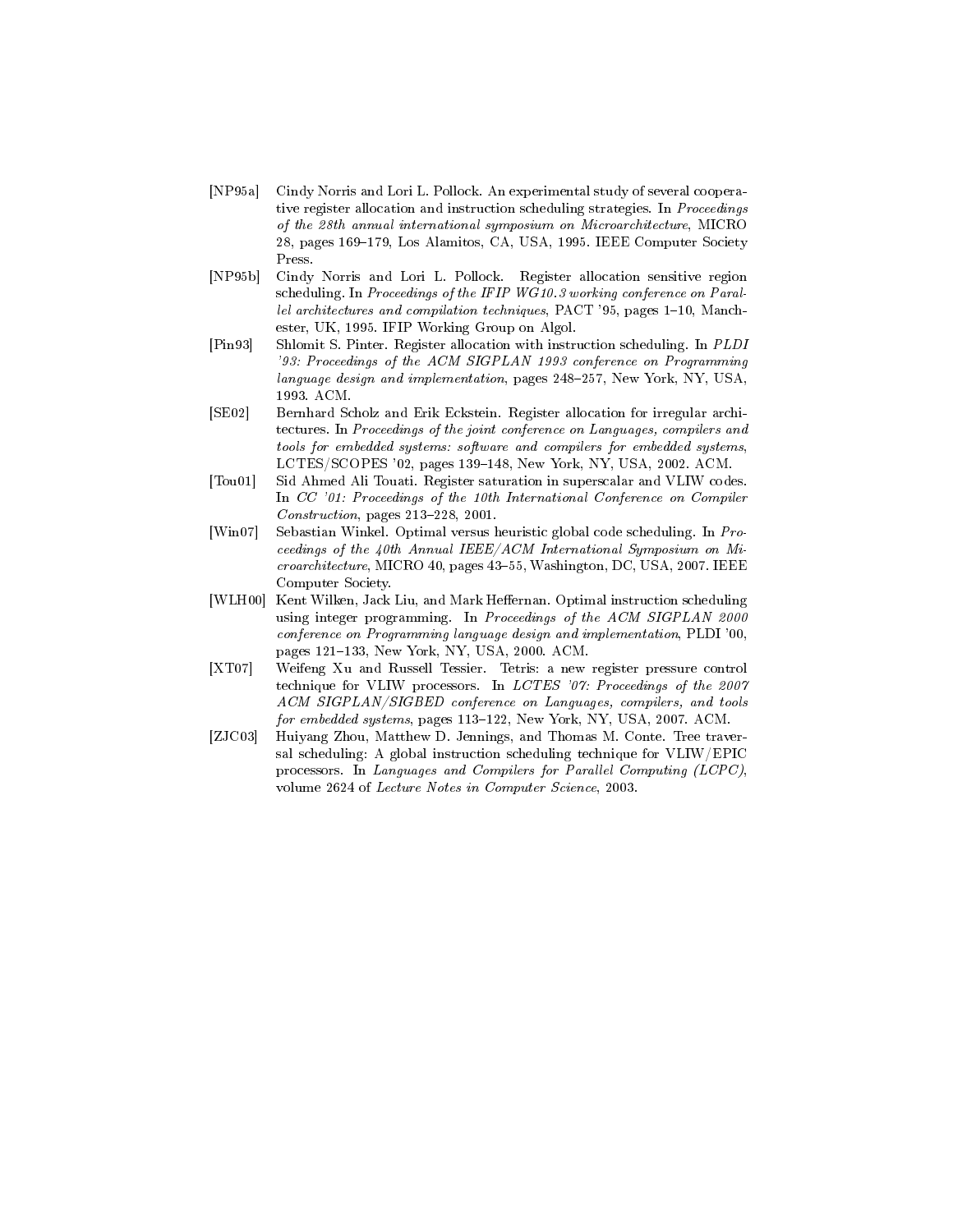[NP95a] Cindy Norris and Lori L. Pollock. An experimental study of several cooperative register allocation and instruction scheduling strategies. In *Proceedings of the 28th annual international symposium on Microarchitecture*, MICRO 28, pages 169–179, Los Alamitos, CA, USA, 1995. IEEE Computer Society Press.

[NP95b] Cindy Norris and Lori L. Pollock. Register allocation sensitive region scheduling. In *Proceedings of the IFIP WG10.3 working conference on Parallel architectures and compilation techniques*, PACT '95, pages 1–10, Manchester, UK, 1995. IFIP Working Group on Algol.

[Pin93] Shlomit S. Pinter. Register allocation with instruction scheduling. In *PLDI '93: Proceedings of the ACM SIGPLAN 1993 conference on Programming language design and implementation*, pages 248–257, New York, NY, USA, 1993. ACM.

[SE02] Bernhard Scholz and Erik Eckstein. Register allocation for irregular architectures. In *Proceedings of the joint conference on Languages, compilers and tools for embedded systems: software and compilers for embedded systems*, LCTES/SCOPES '02, pages 139–148, New York, NY, USA, 2002. ACM.

[Tou01] Sid Ahmed Ali Touati. Register saturation in superscalar and VLIW codes. In *CC '01: Proceedings of the 10th International Conference on Compiler Construction*, pages 213–228, 2001.

[Win07] Sebastian Winkel. Optimal versus heuristic global code scheduling. In *Proceedings of the 40th Annual IEEE/ACM International Symposium on Microarchitecture*, MICRO 40, pages 43–55, Washington, DC, USA, 2007. IEEE Computer Society.

[WLH00] Kent Wilken, Jack Liu, and Mark Heffernan. Optimal instruction scheduling using integer programming. In *Proceedings of the ACM SIGPLAN 2000 conference on Programming language design and implementation*, PLDI '00, pages 121–133, New York, NY, USA, 2000. ACM.

[XT07] Weifeng Xu and Russell Tessier. Tetris: a new register pressure control technique for VLIW processors. In *LCTES '07: Proceedings of the 2007 ACM SIGPLAN/SIGBED conference on Languages, compilers, and tools for embedded systems*, pages 113–122, New York, NY, USA, 2007. ACM.

[ZJC03] Huiyang Zhou, Matthew D. Jennings, and Thomas M. Conte. Tree traversal scheduling: A global instruction scheduling technique for VLIW/EPIC processors. In *Languages and Compilers for Parallel Computing (LCPC)*, volume 2624 of *Lecture Notes in Computer Science*, 2003.